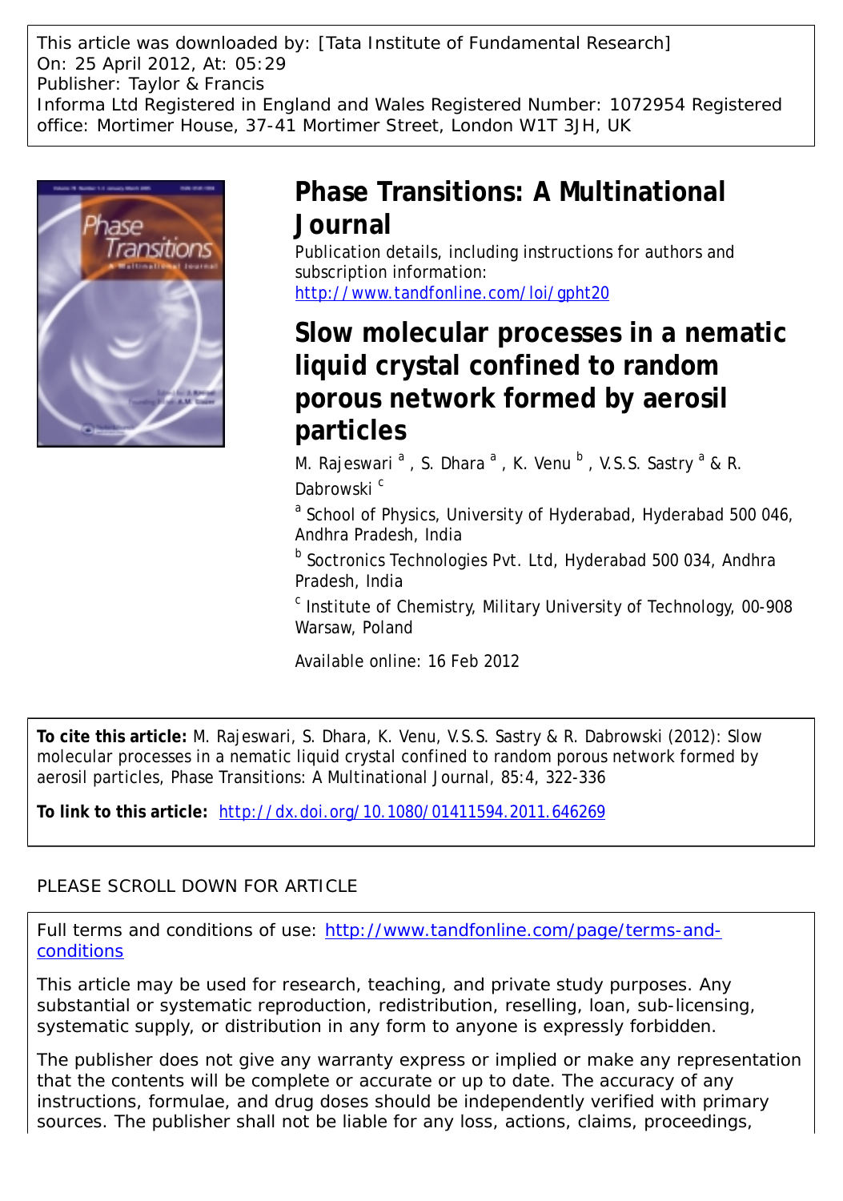This article was downloaded by: [Tata Institute of Fundamental Research]
On: 25 April 2012, At: 05:29
Publisher: Taylor & Francis
Informa Ltd Registered in England and Wales Registered Number: 1072954 Registered office: Mortimer House, 37-41 Mortimer Street, London W1T 3JH, UK

# Phase Transitions: A Multinational Journal

Publication details, including instructions for authors and subscription information:
http://www.tandfonline.com/loi/gpht20

# Slow molecular processes in a nematic liquid crystal confined to random porous network formed by aerosil particles

M. Rajeswari [a], S. Dhara [a], K. Venu [b], V.S.S. Sastry [a] & R. Dabrowski [c]

[a] School of Physics, University of Hyderabad, Hyderabad 500 046, Andhra Pradesh, India

[b] Soctronics Technologies Pvt. Ltd, Hyderabad 500 034, Andhra Pradesh, India

[c] Institute of Chemistry, Military University of Technology, 00-908 Warsaw, Poland

Available online: 16 Feb 2012

**To cite this article:** M. Rajeswari, S. Dhara, K. Venu, V.S.S. Sastry & R. Dabrowski (2012): Slow molecular processes in a nematic liquid crystal confined to random porous network formed by aerosil particles, Phase Transitions: A Multinational Journal, 85:4, 322-336

**To link to this article:** http://dx.doi.org/10.1080/01411594.2011.646269

PLEASE SCROLL DOWN FOR ARTICLE

Full terms and conditions of use: http://www.tandfonline.com/page/terms-and-conditions

This article may be used for research, teaching, and private study purposes. Any substantial or systematic reproduction, redistribution, reselling, loan, sub-licensing, systematic supply, or distribution in any form to anyone is expressly forbidden.

The publisher does not give any warranty express or implied or make any representation that the contents will be complete or accurate or up to date. The accuracy of any instructions, formulae, and drug doses should be independently verified with primary sources. The publisher shall not be liable for any loss, actions, claims, proceedings,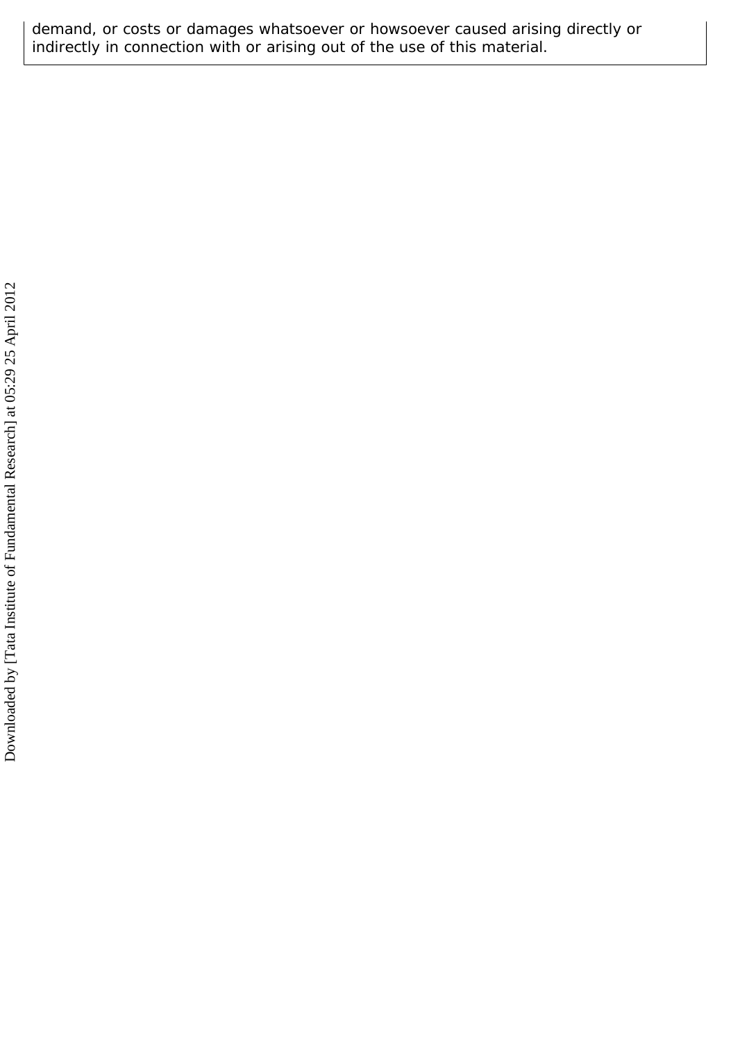demand, or costs or damages whatsoever or howsoever caused arising directly or indirectly in connection with or arising out of the use of this material.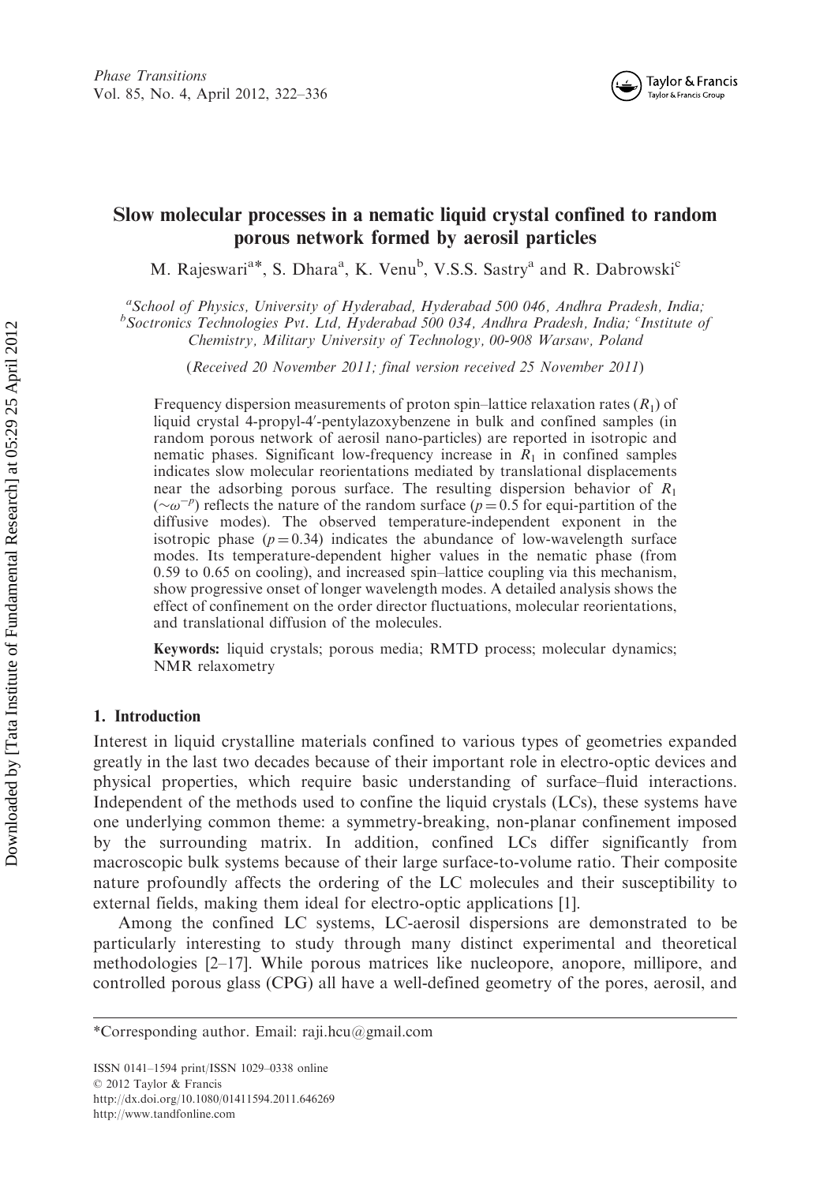# Slow molecular processes in a nematic liquid crystal confined to random porous network formed by aerosil particles

M. Rajeswari[a]*, S. Dhara[a], K. Venu[b], V.S.S. Sastry[a] and R. Dabrowski[c]

[a]*School of Physics, University of Hyderabad, Hyderabad 500 046, Andhra Pradesh, India;* [b]*Soctronics Technologies Pvt. Ltd, Hyderabad 500 034, Andhra Pradesh, India;* [c]*Institute of Chemistry, Military University of Technology, 00-908 Warsaw, Poland*

(*Received 20 November 2011; final version received 25 November 2011*)

Frequency dispersion measurements of proton spin–lattice relaxation rates ($R_1$) of liquid crystal 4-propyl-4′-pentylazoxybenzene in bulk and confined samples (in random porous network of aerosil nano-particles) are reported in isotropic and nematic phases. Significant low-frequency increase in $R_1$ in confined samples indicates slow molecular reorientations mediated by translational displacements near the adsorbing porous surface. The resulting dispersion behavior of $R_1$ ($\sim\omega^{-p}$) reflects the nature of the random surface ($p = 0.5$ for equi-partition of the diffusive modes). The observed temperature-independent exponent in the isotropic phase ($p = 0.34$) indicates the abundance of low-wavelength surface modes. Its temperature-dependent higher values in the nematic phase (from 0.59 to 0.65 on cooling), and increased spin–lattice coupling via this mechanism, show progressive onset of longer wavelength modes. A detailed analysis shows the effect of confinement on the order director fluctuations, molecular reorientations, and translational diffusion of the molecules.

**Keywords:** liquid crystals; porous media; RMTD process; molecular dynamics; NMR relaxometry

## 1. Introduction

Interest in liquid crystalline materials confined to various types of geometries expanded greatly in the last two decades because of their important role in electro-optic devices and physical properties, which require basic understanding of surface–fluid interactions. Independent of the methods used to confine the liquid crystals (LCs), these systems have one underlying common theme: a symmetry-breaking, non-planar confinement imposed by the surrounding matrix. In addition, confined LCs differ significantly from macroscopic bulk systems because of their large surface-to-volume ratio. Their composite nature profoundly affects the ordering of the LC molecules and their susceptibility to external fields, making them ideal for electro-optic applications [1].

Among the confined LC systems, LC-aerosil dispersions are demonstrated to be particularly interesting to study through many distinct experimental and theoretical methodologies [2–17]. While porous matrices like nucleopore, anopore, millipore, and controlled porous glass (CPG) all have a well-defined geometry of the pores, aerosil, and

*Corresponding author. Email: raji.hcu@gmail.com

ISSN 0141–1594 print/ISSN 1029–0338 online
© 2012 Taylor & Francis
http://dx.doi.org/10.1080/01411594.2011.646269
http://www.tandfonline.com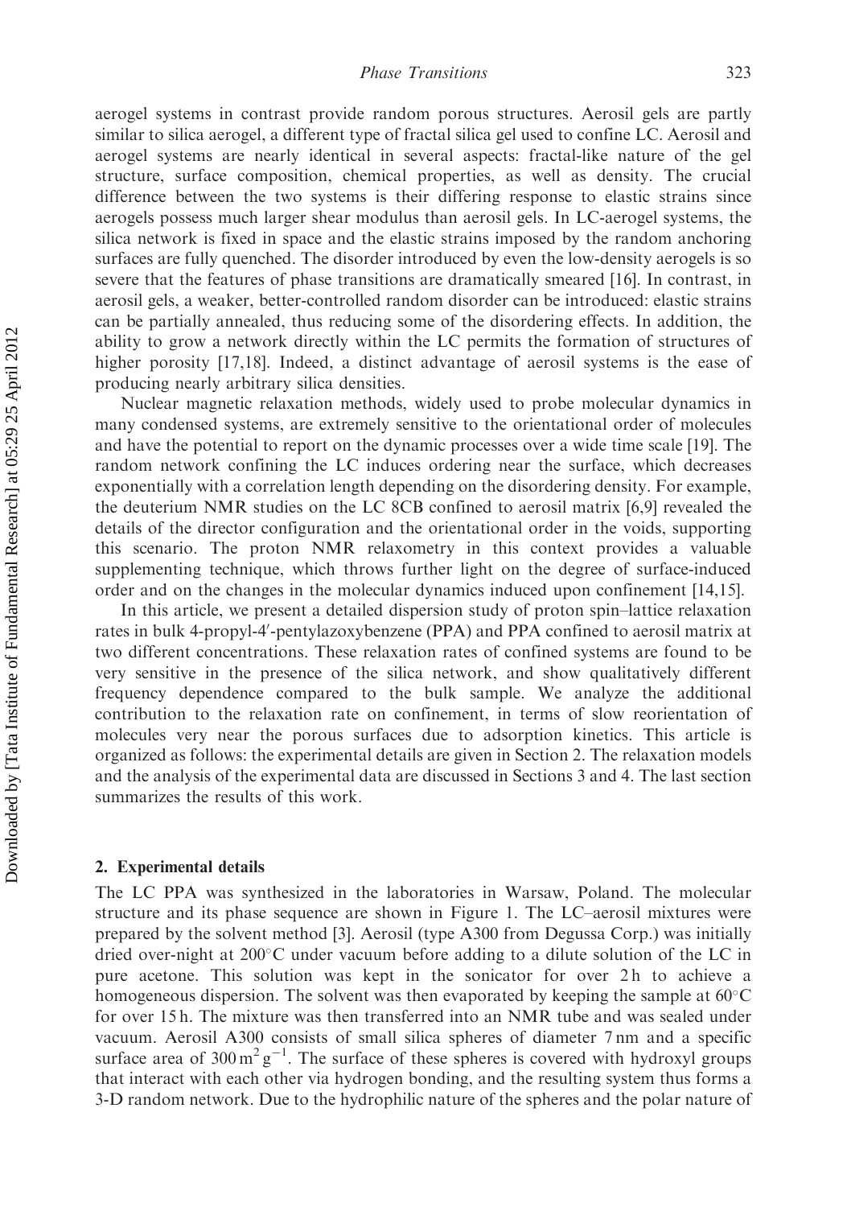aerogel systems in contrast provide random porous structures. Aerosil gels are partly similar to silica aerogel, a different type of fractal silica gel used to confine LC. Aerosil and aerogel systems are nearly identical in several aspects: fractal-like nature of the gel structure, surface composition, chemical properties, as well as density. The crucial difference between the two systems is their differing response to elastic strains since aerogels possess much larger shear modulus than aerosil gels. In LC-aerogel systems, the silica network is fixed in space and the elastic strains imposed by the random anchoring surfaces are fully quenched. The disorder introduced by even the low-density aerogels is so severe that the features of phase transitions are dramatically smeared [16]. In contrast, in aerosil gels, a weaker, better-controlled random disorder can be introduced: elastic strains can be partially annealed, thus reducing some of the disordering effects. In addition, the ability to grow a network directly within the LC permits the formation of structures of higher porosity [17,18]. Indeed, a distinct advantage of aerosil systems is the ease of producing nearly arbitrary silica densities.

Nuclear magnetic relaxation methods, widely used to probe molecular dynamics in many condensed systems, are extremely sensitive to the orientational order of molecules and have the potential to report on the dynamic processes over a wide time scale [19]. The random network confining the LC induces ordering near the surface, which decreases exponentially with a correlation length depending on the disordering density. For example, the deuterium NMR studies on the LC 8CB confined to aerosil matrix [6,9] revealed the details of the director configuration and the orientational order in the voids, supporting this scenario. The proton NMR relaxometry in this context provides a valuable supplementing technique, which throws further light on the degree of surface-induced order and on the changes in the molecular dynamics induced upon confinement [14,15].

In this article, we present a detailed dispersion study of proton spin–lattice relaxation rates in bulk 4-propyl-4′-pentylazoxybenzene (PPA) and PPA confined to aerosil matrix at two different concentrations. These relaxation rates of confined systems are found to be very sensitive in the presence of the silica network, and show qualitatively different frequency dependence compared to the bulk sample. We analyze the additional contribution to the relaxation rate on confinement, in terms of slow reorientation of molecules very near the porous surfaces due to adsorption kinetics. This article is organized as follows: the experimental details are given in Section 2. The relaxation models and the analysis of the experimental data are discussed in Sections 3 and 4. The last section summarizes the results of this work.

## 2. Experimental details

The LC PPA was synthesized in the laboratories in Warsaw, Poland. The molecular structure and its phase sequence are shown in Figure 1. The LC–aerosil mixtures were prepared by the solvent method [3]. Aerosil (type A300 from Degussa Corp.) was initially dried over-night at 200°C under vacuum before adding to a dilute solution of the LC in pure acetone. This solution was kept in the sonicator for over 2 h to achieve a homogeneous dispersion. The solvent was then evaporated by keeping the sample at 60°C for over 15 h. The mixture was then transferred into an NMR tube and was sealed under vacuum. Aerosil A300 consists of small silica spheres of diameter 7 nm and a specific surface area of $300\,\mathrm{m^2\,g^{-1}}$. The surface of these spheres is covered with hydroxyl groups that interact with each other via hydrogen bonding, and the resulting system thus forms a 3-D random network. Due to the hydrophilic nature of the spheres and the polar nature of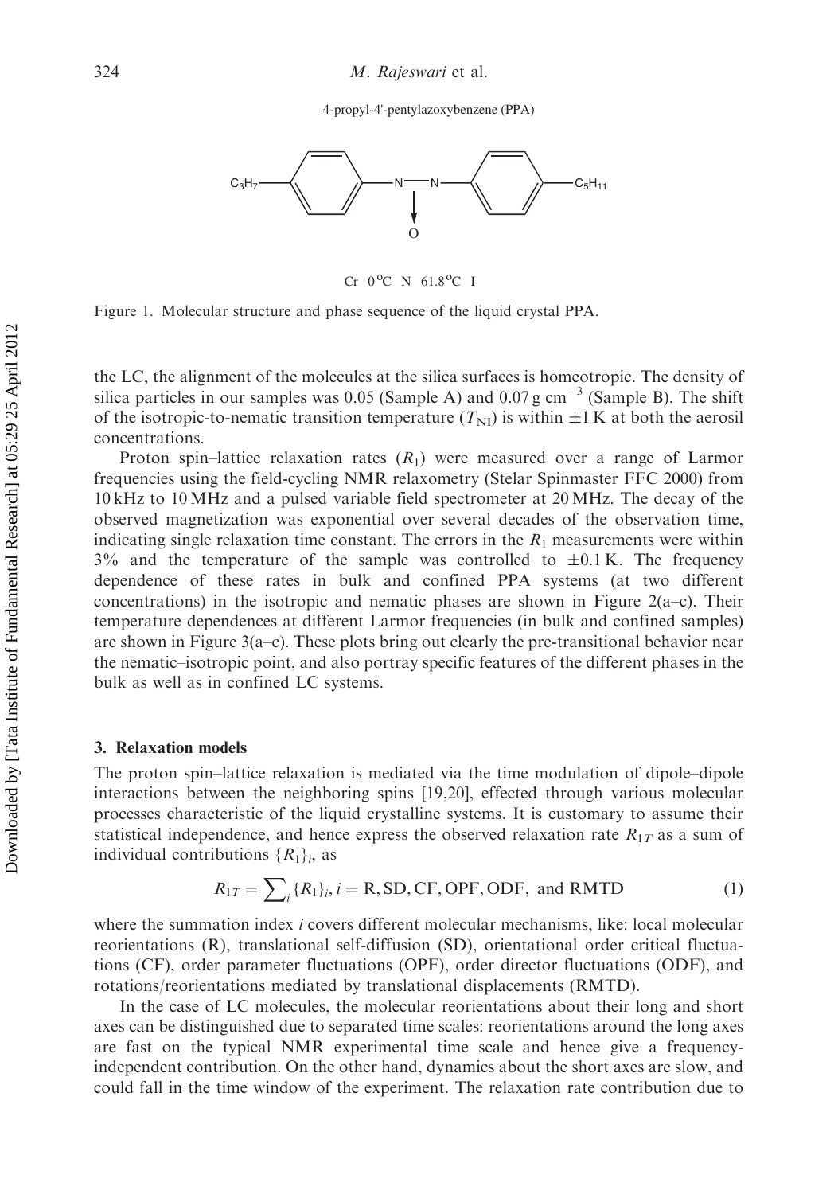4-propyl-4'-pentylazoxybenzene (PPA)

Cr 0 °C N 61.8 °C I

Figure 1. Molecular structure and phase sequence of the liquid crystal PPA.

the LC, the alignment of the molecules at the silica surfaces is homeotropic. The density of silica particles in our samples was 0.05 (Sample A) and 0.07 g cm$^{-3}$ (Sample B). The shift of the isotropic-to-nematic transition temperature ($T_{NI}$) is within ±1 K at both the aerosil concentrations.

Proton spin–lattice relaxation rates ($R_1$) were measured over a range of Larmor frequencies using the field-cycling NMR relaxometry (Stelar Spinmaster FFC 2000) from 10 kHz to 10 MHz and a pulsed variable field spectrometer at 20 MHz. The decay of the observed magnetization was exponential over several decades of the observation time, indicating single relaxation time constant. The errors in the $R_1$ measurements were within 3% and the temperature of the sample was controlled to ±0.1 K. The frequency dependence of these rates in bulk and confined PPA systems (at two different concentrations) in the isotropic and nematic phases are shown in Figure 2(a–c). Their temperature dependences at different Larmor frequencies (in bulk and confined samples) are shown in Figure 3(a–c). These plots bring out clearly the pre-transitional behavior near the nematic–isotropic point, and also portray specific features of the different phases in the bulk as well as in confined LC systems.

## 3. Relaxation models

The proton spin–lattice relaxation is mediated via the time modulation of dipole–dipole interactions between the neighboring spins [19,20], effected through various molecular processes characteristic of the liquid crystalline systems. It is customary to assume their statistical independence, and hence express the observed relaxation rate $R_{1T}$ as a sum of individual contributions $\{R_1\}_i$, as

$$R_{1T} = \sum_i \{R_1\}_i, i = \mathrm{R, SD, CF, OPF, ODF,\ and\ RMTD} \tag{1}$$

where the summation index $i$ covers different molecular mechanisms, like: local molecular reorientations (R), translational self-diffusion (SD), orientational order critical fluctuations (CF), order parameter fluctuations (OPF), order director fluctuations (ODF), and rotations/reorientations mediated by translational displacements (RMTD).

In the case of LC molecules, the molecular reorientations about their long and short axes can be distinguished due to separated time scales: reorientations around the long axes are fast on the typical NMR experimental time scale and hence give a frequency-independent contribution. On the other hand, dynamics about the short axes are slow, and could fall in the time window of the experiment. The relaxation rate contribution due to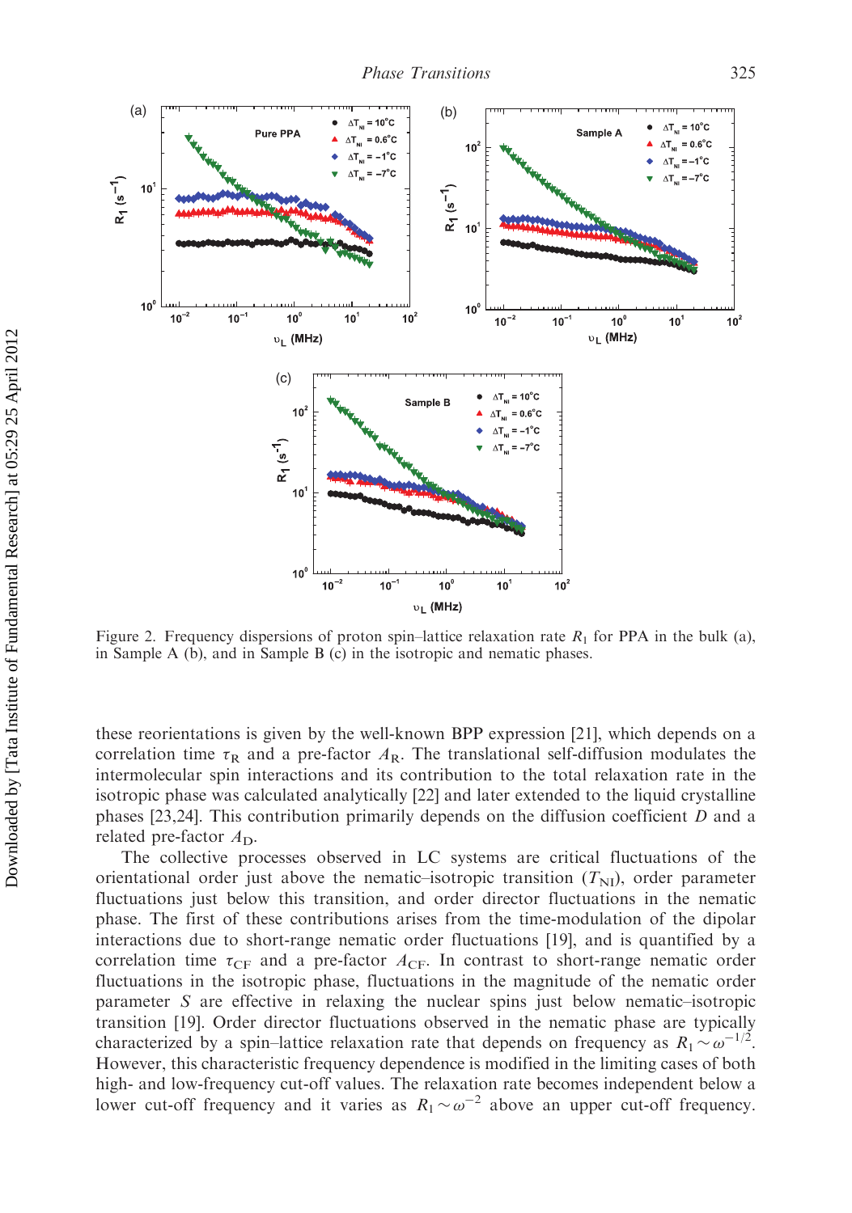Figure 2. Frequency dispersions of proton spin–lattice relaxation rate $R_1$ for PPA in the bulk (a), in Sample A (b), and in Sample B (c) in the isotropic and nematic phases.

these reorientations is given by the well-known BPP expression [21], which depends on a correlation time $\tau_R$ and a pre-factor $A_R$. The translational self-diffusion modulates the intermolecular spin interactions and its contribution to the total relaxation rate in the isotropic phase was calculated analytically [22] and later extended to the liquid crystalline phases [23,24]. This contribution primarily depends on the diffusion coefficient $D$ and a related pre-factor $A_D$.

The collective processes observed in LC systems are critical fluctuations of the orientational order just above the nematic–isotropic transition ($T_{NI}$), order parameter fluctuations just below this transition, and order director fluctuations in the nematic phase. The first of these contributions arises from the time-modulation of the dipolar interactions due to short-range nematic order fluctuations [19], and is quantified by a correlation time $\tau_{CF}$ and a pre-factor $A_{CF}$. In contrast to short-range nematic order fluctuations in the isotropic phase, fluctuations in the magnitude of the nematic order parameter $S$ are effective in relaxing the nuclear spins just below nematic–isotropic transition [19]. Order director fluctuations observed in the nematic phase are typically characterized by a spin–lattice relaxation rate that depends on frequency as $R_1 \sim \omega^{-1/2}$. However, this characteristic frequency dependence is modified in the limiting cases of both high- and low-frequency cut-off values. The relaxation rate becomes independent below a lower cut-off frequency and it varies as $R_1 \sim \omega^{-2}$ above an upper cut-off frequency.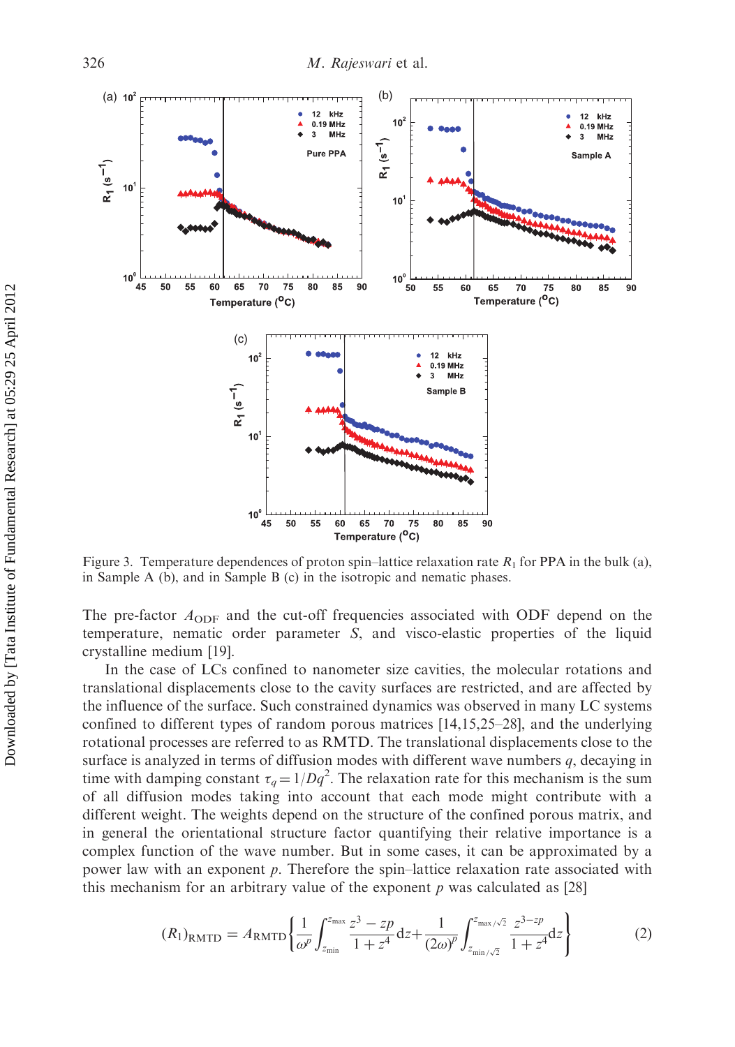Figure 3. Temperature dependences of proton spin–lattice relaxation rate $R_1$ for PPA in the bulk (a), in Sample A (b), and in Sample B (c) in the isotropic and nematic phases.

The pre-factor $A_{\mathrm{ODF}}$ and the cut-off frequencies associated with ODF depend on the temperature, nematic order parameter $S$, and visco-elastic properties of the liquid crystalline medium [19].

In the case of LCs confined to nanometer size cavities, the molecular rotations and translational displacements close to the cavity surfaces are restricted, and are affected by the influence of the surface. Such constrained dynamics was observed in many LC systems confined to different types of random porous matrices [14,15,25–28], and the underlying rotational processes are referred to as RMTD. The translational displacements close to the surface is analyzed in terms of diffusion modes with different wave numbers $q$, decaying in time with damping constant $\tau_q = 1/Dq^2$. The relaxation rate for this mechanism is the sum of all diffusion modes taking into account that each mode might contribute with a different weight. The weights depend on the structure of the confined porous matrix, and in general the orientational structure factor quantifying their relative importance is a complex function of the wave number. But in some cases, it can be approximated by a power law with an exponent $p$. Therefore the spin–lattice relaxation rate associated with this mechanism for an arbitrary value of the exponent $p$ was calculated as [28]

$$(R_1)_{\mathrm{RMTD}} = A_{\mathrm{RMTD}}\left\{\frac{1}{\omega^p}\int_{z_{\min}}^{z_{\max}} \frac{z^3 - zp}{1+z^4}\mathrm{d}z + \frac{1}{(2\omega)^p}\int_{z_{\min/\sqrt{2}}}^{z_{\max/\sqrt{2}}} \frac{z^{3-zp}}{1+z^4}\mathrm{d}z\right\} \tag{2}$$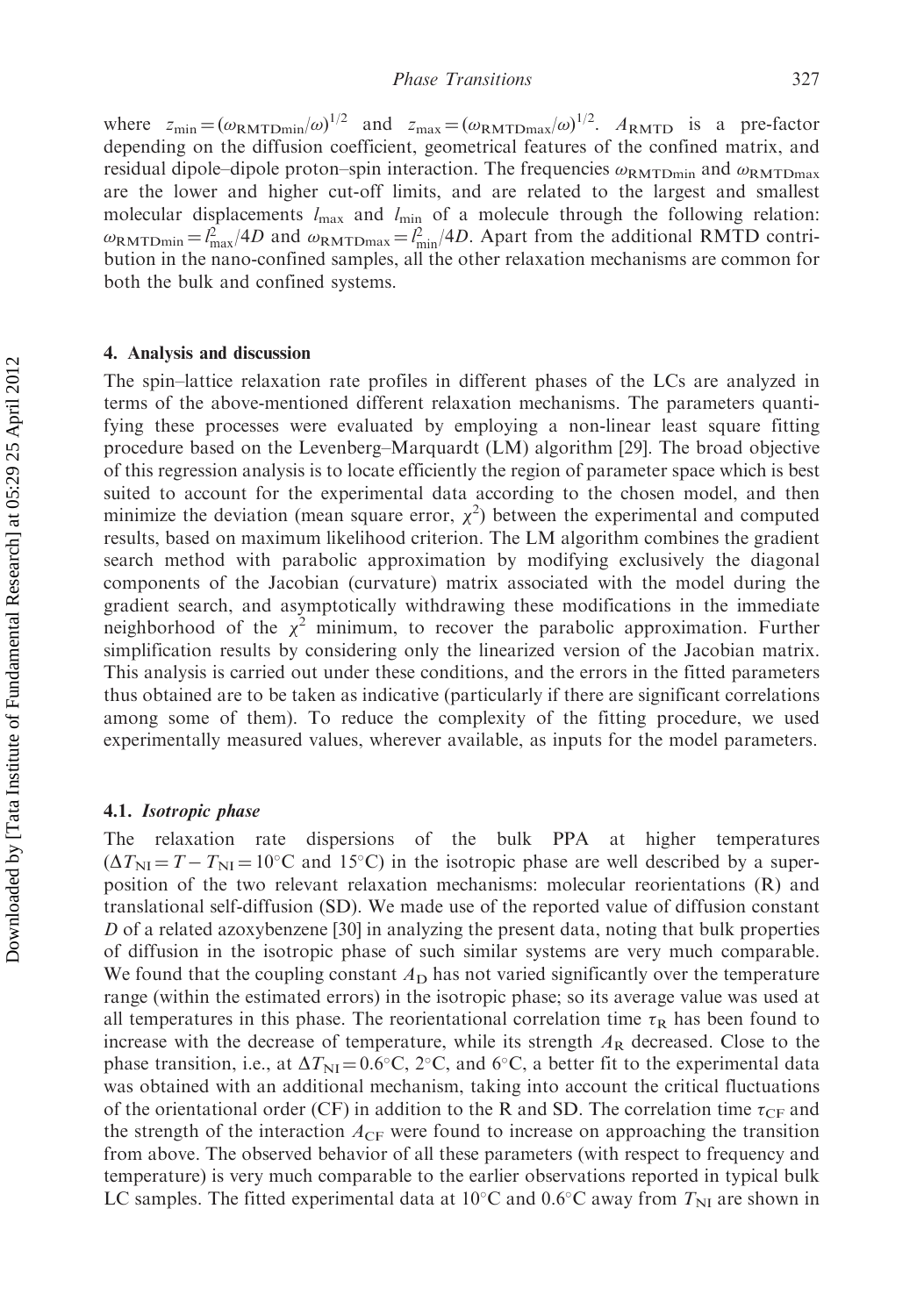where $z_{\min} = (\omega_{\text{RMTDmin}}/\omega)^{1/2}$ and $z_{\max} = (\omega_{\text{RMTDmax}}/\omega)^{1/2}$. $A_{\text{RMTD}}$ is a pre-factor depending on the diffusion coefficient, geometrical features of the confined matrix, and residual dipole–dipole proton–spin interaction. The frequencies $\omega_{\text{RMTDmin}}$ and $\omega_{\text{RMTDmax}}$ are the lower and higher cut-off limits, and are related to the largest and smallest molecular displacements $l_{\max}$ and $l_{\min}$ of a molecule through the following relation: $\omega_{\text{RMTDmin}} = l_{\max}^2/4D$ and $\omega_{\text{RMTDmax}} = l_{\min}^2/4D$. Apart from the additional RMTD contribution in the nano-confined samples, all the other relaxation mechanisms are common for both the bulk and confined systems.

## 4. Analysis and discussion

The spin–lattice relaxation rate profiles in different phases of the LCs are analyzed in terms of the above-mentioned different relaxation mechanisms. The parameters quantifying these processes were evaluated by employing a non-linear least square fitting procedure based on the Levenberg–Marquardt (LM) algorithm [29]. The broad objective of this regression analysis is to locate efficiently the region of parameter space which is best suited to account for the experimental data according to the chosen model, and then minimize the deviation (mean square error, $\chi^2$) between the experimental and computed results, based on maximum likelihood criterion. The LM algorithm combines the gradient search method with parabolic approximation by modifying exclusively the diagonal components of the Jacobian (curvature) matrix associated with the model during the gradient search, and asymptotically withdrawing these modifications in the immediate neighborhood of the $\chi^2$ minimum, to recover the parabolic approximation. Further simplification results by considering only the linearized version of the Jacobian matrix. This analysis is carried out under these conditions, and the errors in the fitted parameters thus obtained are to be taken as indicative (particularly if there are significant correlations among some of them). To reduce the complexity of the fitting procedure, we used experimentally measured values, wherever available, as inputs for the model parameters.

### 4.1. *Isotropic phase*

The relaxation rate dispersions of the bulk PPA at higher temperatures ($\Delta T_{\text{NI}} = T - T_{\text{NI}} = 10°\text{C}$ and $15°\text{C}$) in the isotropic phase are well described by a superposition of the two relevant relaxation mechanisms: molecular reorientations (R) and translational self-diffusion (SD). We made use of the reported value of diffusion constant $D$ of a related azoxybenzene [30] in analyzing the present data, noting that bulk properties of diffusion in the isotropic phase of such similar systems are very much comparable. We found that the coupling constant $A_{\text{D}}$ has not varied significantly over the temperature range (within the estimated errors) in the isotropic phase; so its average value was used at all temperatures in this phase. The reorientational correlation time $\tau_{\text{R}}$ has been found to increase with the decrease of temperature, while its strength $A_{\text{R}}$ decreased. Close to the phase transition, i.e., at $\Delta T_{\text{NI}} = 0.6°\text{C}$, $2°\text{C}$, and $6°\text{C}$, a better fit to the experimental data was obtained with an additional mechanism, taking into account the critical fluctuations of the orientational order (CF) in addition to the R and SD. The correlation time $\tau_{\text{CF}}$ and the strength of the interaction $A_{\text{CF}}$ were found to increase on approaching the transition from above. The observed behavior of all these parameters (with respect to frequency and temperature) is very much comparable to the earlier observations reported in typical bulk LC samples. The fitted experimental data at $10°\text{C}$ and $0.6°\text{C}$ away from $T_{\text{NI}}$ are shown in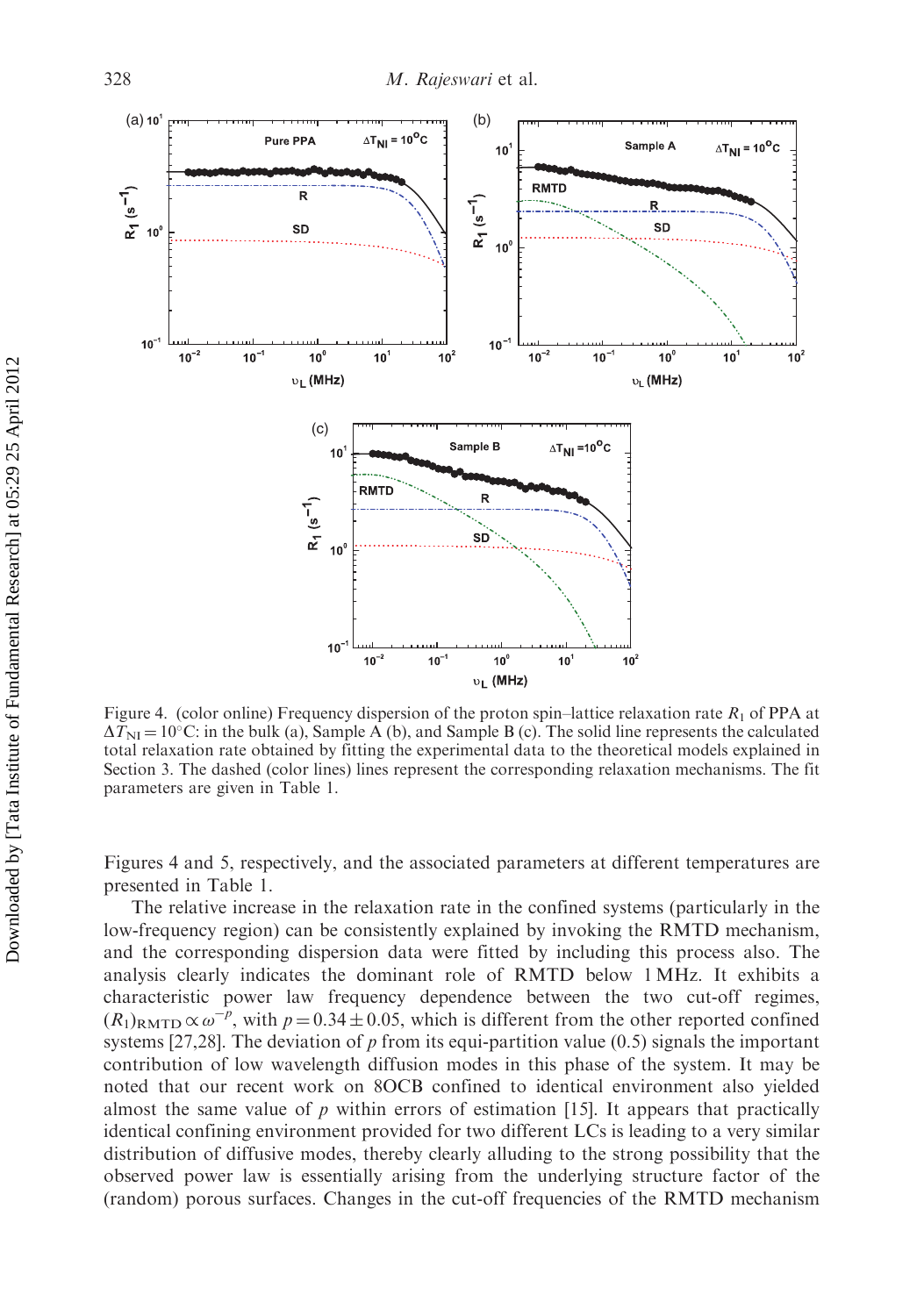Figure 4. (color online) Frequency dispersion of the proton spin–lattice relaxation rate $R_1$ of PPA at $\Delta T_{NI} = 10^{\circ}$C: in the bulk (a), Sample A (b), and Sample B (c). The solid line represents the calculated total relaxation rate obtained by fitting the experimental data to the theoretical models explained in Section 3. The dashed (color lines) lines represent the corresponding relaxation mechanisms. The fit parameters are given in Table 1.

Figures 4 and 5, respectively, and the associated parameters at different temperatures are presented in Table 1.

The relative increase in the relaxation rate in the confined systems (particularly in the low-frequency region) can be consistently explained by invoking the RMTD mechanism, and the corresponding dispersion data were fitted by including this process also. The analysis clearly indicates the dominant role of RMTD below 1 MHz. It exhibits a characteristic power law frequency dependence between the two cut-off regimes, $(R_1)_{\mathrm{RMTD}} \propto \omega^{-p}$, with $p = 0.34 \pm 0.05$, which is different from the other reported confined systems [27,28]. The deviation of $p$ from its equi-partition value (0.5) signals the important contribution of low wavelength diffusion modes in this phase of the system. It may be noted that our recent work on 8OCB confined to identical environment also yielded almost the same value of $p$ within errors of estimation [15]. It appears that practically identical confining environment provided for two different LCs is leading to a very similar distribution of diffusive modes, thereby clearly alluding to the strong possibility that the observed power law is essentially arising from the underlying structure factor of the (random) porous surfaces. Changes in the cut-off frequencies of the RMTD mechanism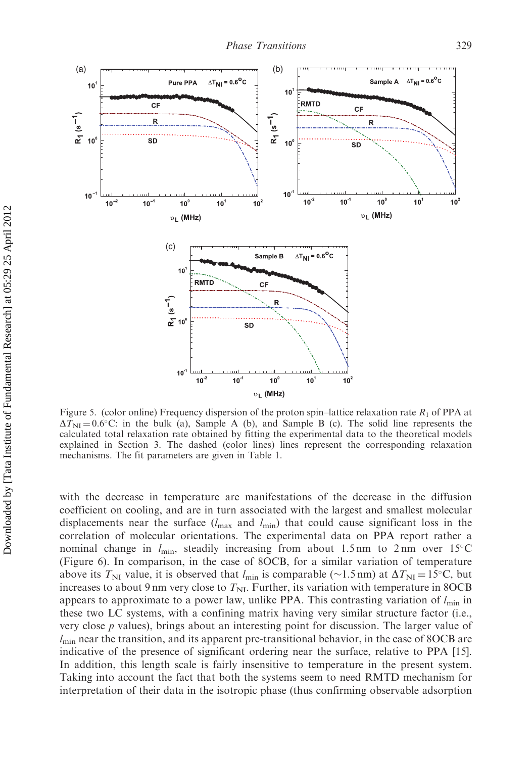Figure 5. (color online) Frequency dispersion of the proton spin–lattice relaxation rate $R_1$ of PPA at $\Delta T_{NI} = 0.6^{\circ}$C: in the bulk (a), Sample A (b), and Sample B (c). The solid line represents the calculated total relaxation rate obtained by fitting the experimental data to the theoretical models explained in Section 3. The dashed (color lines) lines represent the corresponding relaxation mechanisms. The fit parameters are given in Table 1.

with the decrease in temperature are manifestations of the decrease in the diffusion coefficient on cooling, and are in turn associated with the largest and smallest molecular displacements near the surface ($l_{max}$ and $l_{min}$) that could cause significant loss in the correlation of molecular orientations. The experimental data on PPA report rather a nominal change in $l_{min}$, steadily increasing from about 1.5 nm to 2 nm over 15°C (Figure 6). In comparison, in the case of 8OCB, for a similar variation of temperature above its $T_{NI}$ value, it is observed that $l_{min}$ is comparable (~1.5 nm) at $\Delta T_{NI} = 15^{\circ}$C, but increases to about 9 nm very close to $T_{NI}$. Further, its variation with temperature in 8OCB appears to approximate to a power law, unlike PPA. This contrasting variation of $l_{min}$ in these two LC systems, with a confining matrix having very similar structure factor (i.e., very close $p$ values), brings about an interesting point for discussion. The larger value of $l_{min}$ near the transition, and its apparent pre-transitional behavior, in the case of 8OCB are indicative of the presence of significant ordering near the surface, relative to PPA [15]. In addition, this length scale is fairly insensitive to temperature in the present system. Taking into account the fact that both the systems seem to need RMTD mechanism for interpretation of their data in the isotropic phase (thus confirming observable adsorption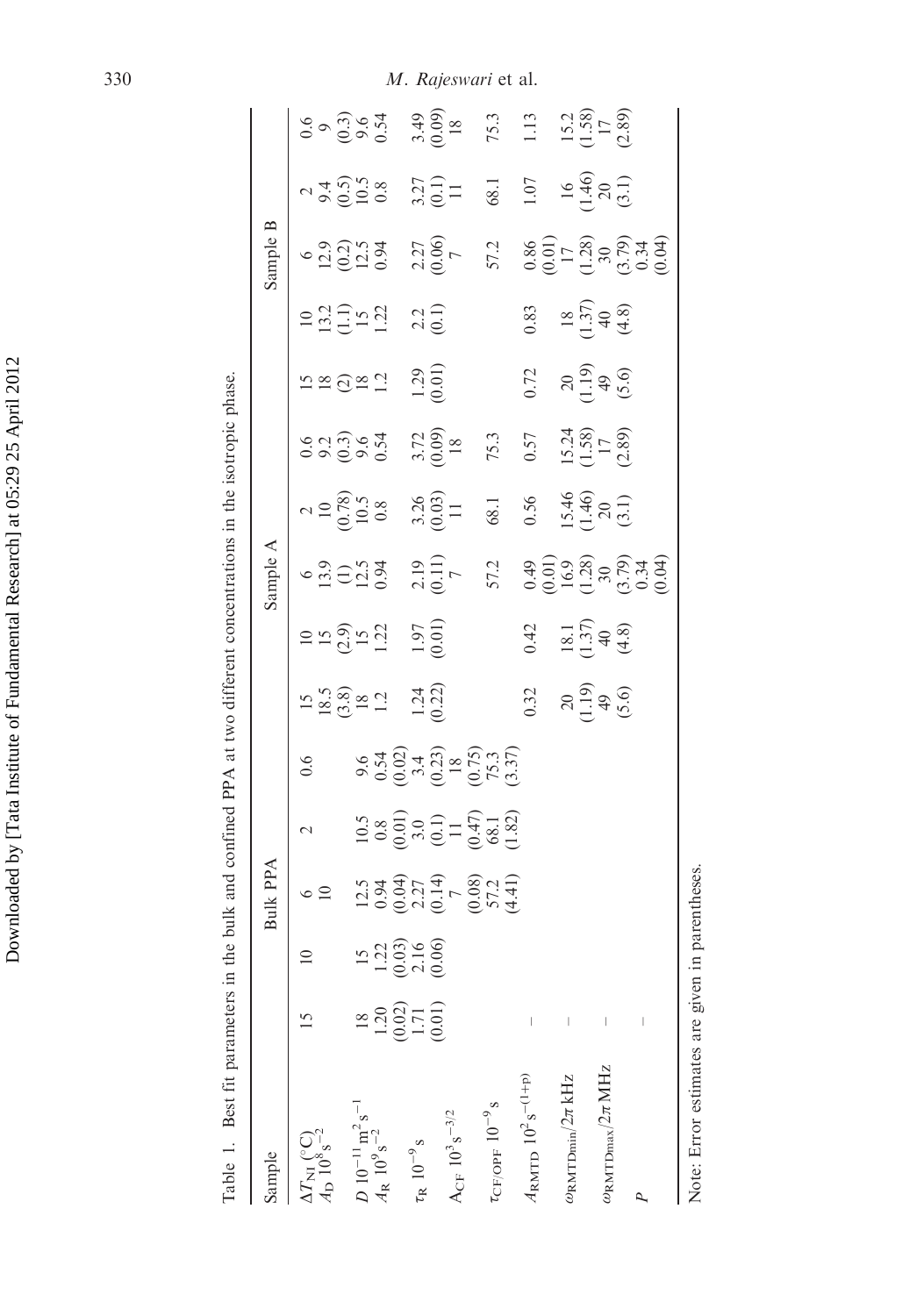Table 1. Best fit parameters in the bulk and confined PPA at two different concentrations in the isotropic phase.

| Sample | Bulk PPA | | | | | Sample A | | | | | Sample B | | | | |
|---|---|---|---|---|---|---|---|---|---|---|---|---|---|---|---|
| $\Delta T_{NI}$ (°C) | 15 | 10 | 6 | 2 | 0.6 | 15 | 10 | 6 | 2 | 0.6 | 15 | 10 | 6 | 2 | 0.6 |
| $A_D$ $10^8\,s^{-2}$ | | | 10 | | | 18.5 (3.8) | 15 (2.9) | 13.9 (1) | 10 (0.78) | 9.2 (0.3) | 18 (2) | 13.2 (1.1) | 12.9 (0.2) | 9.4 (0.5) | 9 (0.3) |
| $D$ $10^{-11}\,m^2\,s^{-1}$ | 18 | 15 | 12.5 | 10.5 | 9.6 | 18 | 15 | 12.5 | 10.5 | 9.6 | 18 | 15 | 12.5 | 10.5 | 9.6 |
| $A_R$ $10^9\,s^{-2}$ | 1.20 (0.02) | 1.22 (0.03) | 0.94 (0.04) | 0.8 (0.01) | 0.54 (0.02) | 1.2 | 1.22 | 0.94 | 0.8 | 0.54 | 1.2 | 1.22 | 0.94 | 0.8 | 0.54 |
| $\tau_R$ $10^{-9}\,s$ | 1.71 (0.01) | 2.16 (0.06) | 2.27 (0.14) | 3.0 (0.1) | 3.4 (0.23) | 1.24 (0.22) | 1.97 (0.01) | 2.19 (0.11) | 3.26 (0.03) | 3.72 (0.09) | 1.29 (0.01) | 2.2 (0.1) | 2.27 (0.06) | 3.27 (0.1) | 3.49 (0.09) |
| $A_{CF}$ $10^3\,s^{-3/2}$ | | | 7 (0.08) | 11 (0.47) | 18 (0.75) | | | 7 | 11 | 18 | | | 7 | 11 | 18 |
| $\tau_{CF/OPF}$ $10^{-9}\,s$ | | | 57.2 (4.41) | 68.1 (1.82) | 75.3 (3.37) | | | 57.2 | 68.1 | 75.3 | | | 57.2 | 68.1 | 75.3 |
| $A_{RMTD}$ $10^2\,s^{-(1+p)}$ | – | | | | | 0.32 | 0.42 | 0.49 (0.01) | 0.56 | 0.57 | 0.72 | 0.83 | 0.86 (0.01) | 1.07 | 1.13 |
| $\omega_{RMTDmin}/2\pi$ kHz | – | | | | | 20 (1.19) | 18.1 (1.37) | 16.9 (1.28) | 15.46 (1.46) | 15.24 (1.58) | 20 (1.19) | 18 (1.37) | 17 (1.28) | 16 (1.46) | 15.2 (1.58) |
| $\omega_{RMTDmax}/2\pi$ MHz | – | | | | | 49 (5.6) | 40 (4.8) | 30 (3.79) | 20 (3.1) | 17 (2.89) | 49 (5.6) | 40 (4.8) | 30 (3.79) | 20 (3.1) | 17 (2.89) |
| $P$ | – | | | | | | | 0.34 (0.04) | | | | | 0.34 (0.04) | | |

Note: Error estimates are given in parentheses.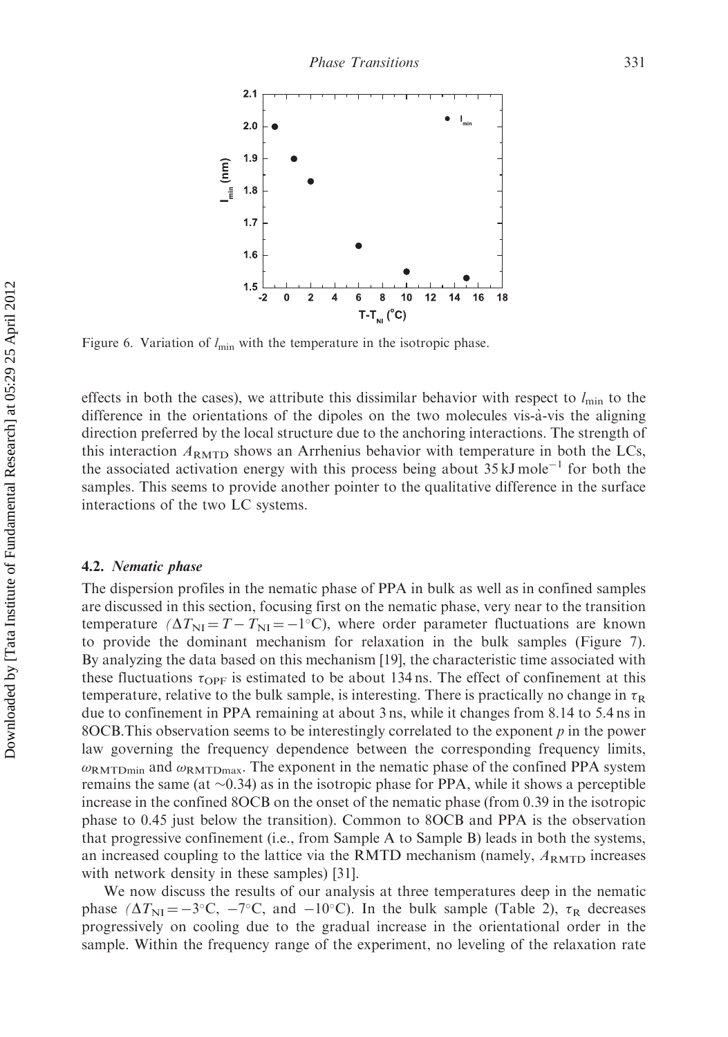Figure 6. Variation of $l_{\min}$ with the temperature in the isotropic phase.

effects in both the cases), we attribute this dissimilar behavior with respect to $l_{\min}$ to the difference in the orientations of the dipoles on the two molecules vis-à-vis the aligning direction preferred by the local structure due to the anchoring interactions. The strength of this interaction $A_{\text{RMTD}}$ shows an Arrhenius behavior with temperature in both the LCs, the associated activation energy with this process being about $35\,\text{kJ mole}^{-1}$ for both the samples. This seems to provide another pointer to the qualitative difference in the surface interactions of the two LC systems.

### 4.2. *Nematic phase*

The dispersion profiles in the nematic phase of PPA in bulk as well as in confined samples are discussed in this section, focusing first on the nematic phase, very near to the transition temperature ($\Delta T_{\text{NI}} = T - T_{\text{NI}} = -1°\text{C}$), where order parameter fluctuations are known to provide the dominant mechanism for relaxation in the bulk samples (Figure 7). By analyzing the data based on this mechanism [19], the characteristic time associated with these fluctuations $\tau_{\text{OPF}}$ is estimated to be about 134 ns. The effect of confinement at this temperature, relative to the bulk sample, is interesting. There is practically no change in $\tau_{\text{R}}$ due to confinement in PPA remaining at about 3 ns, while it changes from 8.14 to 5.4 ns in 8OCB.This observation seems to be interestingly correlated to the exponent $p$ in the power law governing the frequency dependence between the corresponding frequency limits, $\omega_{\text{RMTDmin}}$ and $\omega_{\text{RMTDmax}}$. The exponent in the nematic phase of the confined PPA system remains the same (at $\sim$0.34) as in the isotropic phase for PPA, while it shows a perceptible increase in the confined 8OCB on the onset of the nematic phase (from 0.39 in the isotropic phase to 0.45 just below the transition). Common to 8OCB and PPA is the observation that progressive confinement (i.e., from Sample A to Sample B) leads in both the systems, an increased coupling to the lattice via the RMTD mechanism (namely, $A_{\text{RMTD}}$ increases with network density in these samples) [31].

We now discuss the results of our analysis at three temperatures deep in the nematic phase ($\Delta T_{\text{NI}} = -3°\text{C}$, $-7°\text{C}$, and $-10°\text{C}$). In the bulk sample (Table 2), $\tau_{\text{R}}$ decreases progressively on cooling due to the gradual increase in the orientational order in the sample. Within the frequency range of the experiment, no leveling of the relaxation rate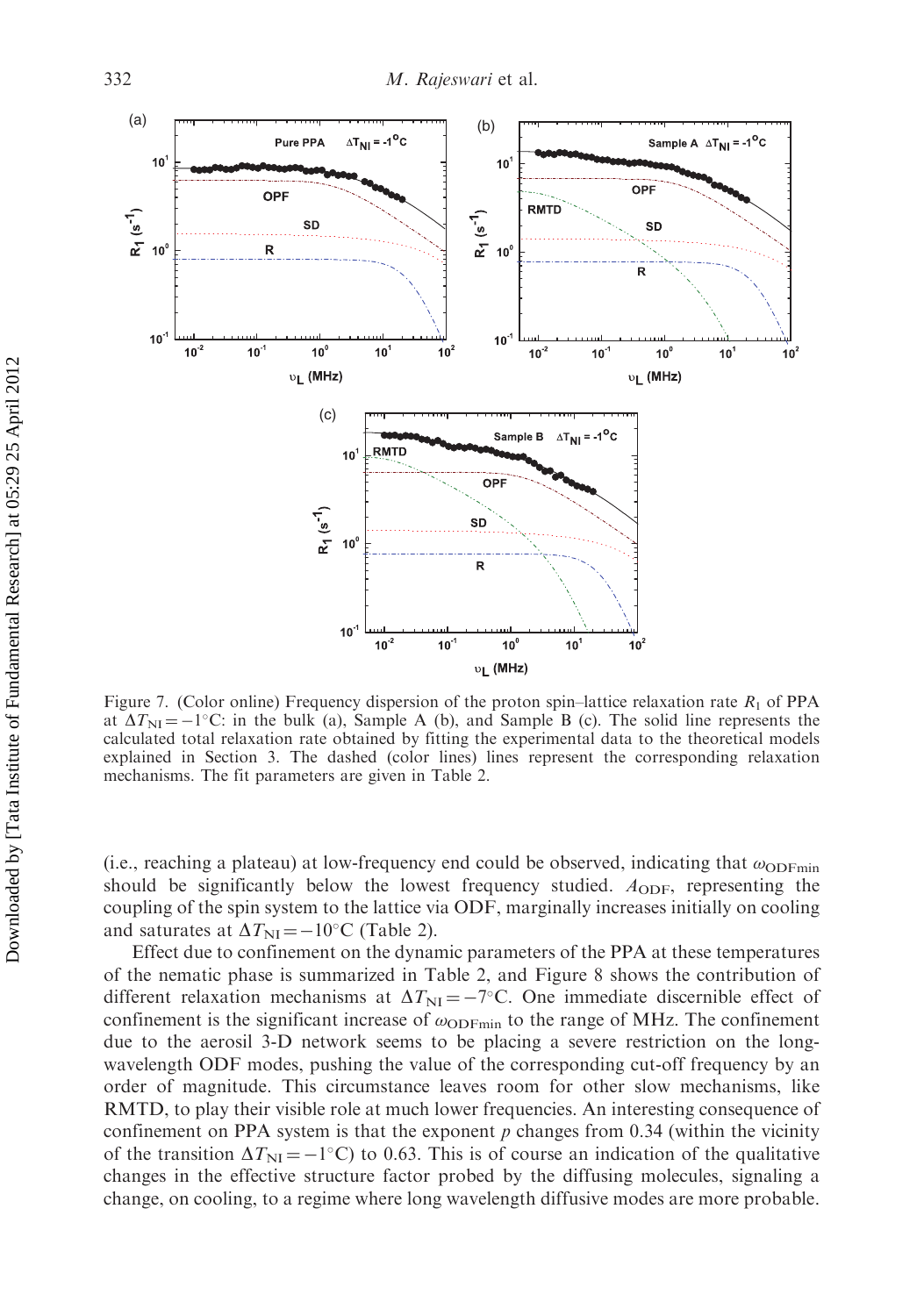Figure 7. (Color online) Frequency dispersion of the proton spin–lattice relaxation rate $R_1$ of PPA at $\Delta T_{NI} = -1°C$: in the bulk (a), Sample A (b), and Sample B (c). The solid line represents the calculated total relaxation rate obtained by fitting the experimental data to the theoretical models explained in Section 3. The dashed (color lines) lines represent the corresponding relaxation mechanisms. The fit parameters are given in Table 2.

(i.e., reaching a plateau) at low-frequency end could be observed, indicating that $\omega_{ODFmin}$ should be significantly below the lowest frequency studied. $A_{ODF}$, representing the coupling of the spin system to the lattice via ODF, marginally increases initially on cooling and saturates at $\Delta T_{NI} = -10°C$ (Table 2).

Effect due to confinement on the dynamic parameters of the PPA at these temperatures of the nematic phase is summarized in Table 2, and Figure 8 shows the contribution of different relaxation mechanisms at $\Delta T_{NI} = -7°C$. One immediate discernible effect of confinement is the significant increase of $\omega_{ODFmin}$ to the range of MHz. The confinement due to the aerosil 3-D network seems to be placing a severe restriction on the long-wavelength ODF modes, pushing the value of the corresponding cut-off frequency by an order of magnitude. This circumstance leaves room for other slow mechanisms, like RMTD, to play their visible role at much lower frequencies. An interesting consequence of confinement on PPA system is that the exponent $p$ changes from 0.34 (within the vicinity of the transition $\Delta T_{NI} = -1°C$) to 0.63. This is of course an indication of the qualitative changes in the effective structure factor probed by the diffusing molecules, signaling a change, on cooling, to a regime where long wavelength diffusive modes are more probable.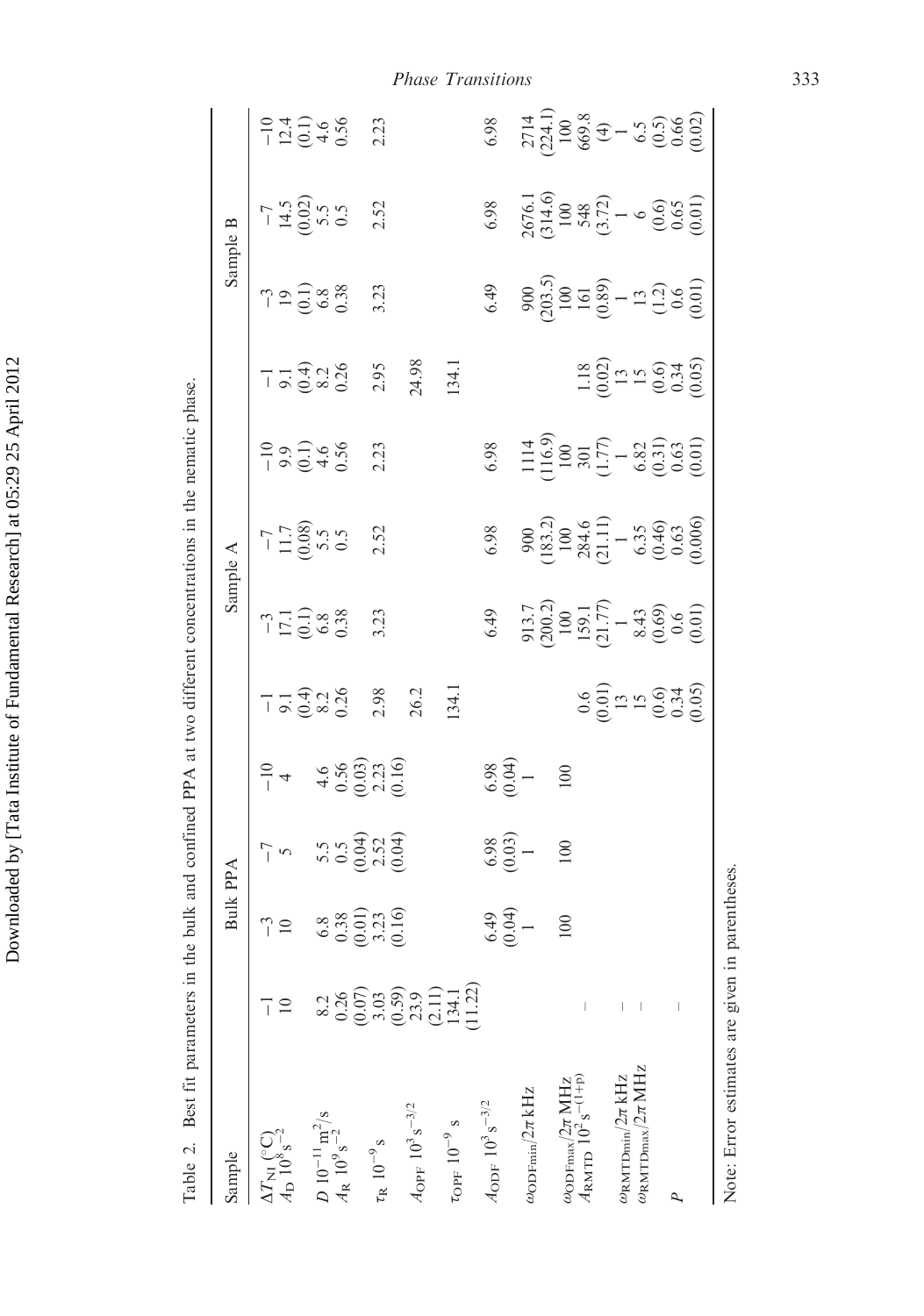Table 2. Best fit parameters in the bulk and confined PPA at two different concentrations in the nematic phase.

| Sample | Bulk PPA | | | | Sample A | | | | Sample B | | | |
|---|---|---|---|---|---|---|---|---|---|---|---|---|
| $\Delta T_{NI}$ (°C) | −1 | −3 | −7 | −10 | −1 | −3 | −7 | −10 | −1 | −3 | −7 | −10 |
| $A_D$ $10^8\,s^{-2}$ | 10 | 10 | 5 | 4 | 9.1 (0.4) | 17.1 (0.1) | 11.7 (0.08) | 9.9 (0.1) | 9.1 (0.4) | 19 (0.1) | 14.5 (0.02) | 12.4 (0.1) |
| $D$ $10^{-11}\,m^2/s$ | 8.2 | 6.8 | 5.5 | 4.6 | 8.2 | 6.8 | 5.5 | 4.6 | 8.2 | 6.8 | 5.5 | 4.6 |
| $A_R$ $10^9\,s^{-2}$ | 0.26 (0.07) | 0.38 (0.01) | 0.5 (0.04) | 0.56 (0.03) | 0.26 | 0.38 | 0.5 | 0.56 | 0.26 | 0.38 | 0.5 | 0.56 |
| $\tau_R$ $10^{-9}\,s$ | 3.03 (0.59) | 3.23 (0.16) | 2.52 (0.04) | 2.23 (0.16) | 2.98 | 3.23 | 2.52 | 2.23 | 2.95 | 3.23 | 2.52 | 2.23 |
| $A_{OPF}$ $10^3\,s^{-3/2}$ | 23.9 (2.11) | | | | 26.2 | | | | 24.98 | | | |
| $\tau_{OPF}$ $10^{-9}\,s$ | 134.1 (11.22) | | | | 134.1 | | | | 134.1 | | | |
| $A_{ODF}$ $10^3\,s^{-3/2}$ | | 6.49 (0.04) | 6.98 (0.03) | 6.98 (0.04) | | 6.49 | 6.98 | 6.98 | | 6.49 | 6.98 | 6.98 |
| $\omega_{ODFmin}/2\pi$ kHz | | 1 | 1 | 1 | | 913.7 (200.2) | 900 (183.2) | 1114 (116.9) | | 900 (203.5) | 2676.1 (314.6) | 2714 (224.1) |
| $\omega_{ODFmax}/2\pi$ MHz | | 100 | 100 | 100 | | 100 | 100 | 100 | | 100 | 100 | 100 |
| $A_{RMTD}$ $10^2\,s^{-(1+p)}$ | – | | | | 0.6 (0.01) | 159.1 (21.77) | 284.6 (21.11) | 301 (1.77) | 1.18 (0.02) | 161 (0.89) | 548 (3.72) | 669.8 (4) |
| $\omega_{RMTDmin}/2\pi$ kHz | – | | | | 13 | 1 | 1 | 1 | 13 | 1 | 1 | 1 |
| $\omega_{RMTDmax}/2\pi$ MHz | – | | | | 15 (0.6) | 8.43 (0.69) | 6.35 (0.46) | 6.82 (0.31) | 15 (0.6) | 13 (1.2) | 6 (0.6) | 6.5 (0.5) |
| $p$ | – | | | | 0.34 (0.05) | 0.6 (0.01) | 0.63 (0.006) | 0.63 (0.01) | 0.34 (0.05) | 0.6 (0.01) | 0.65 (0.01) | 0.66 (0.02) |

Note: Error estimates are given in parentheses.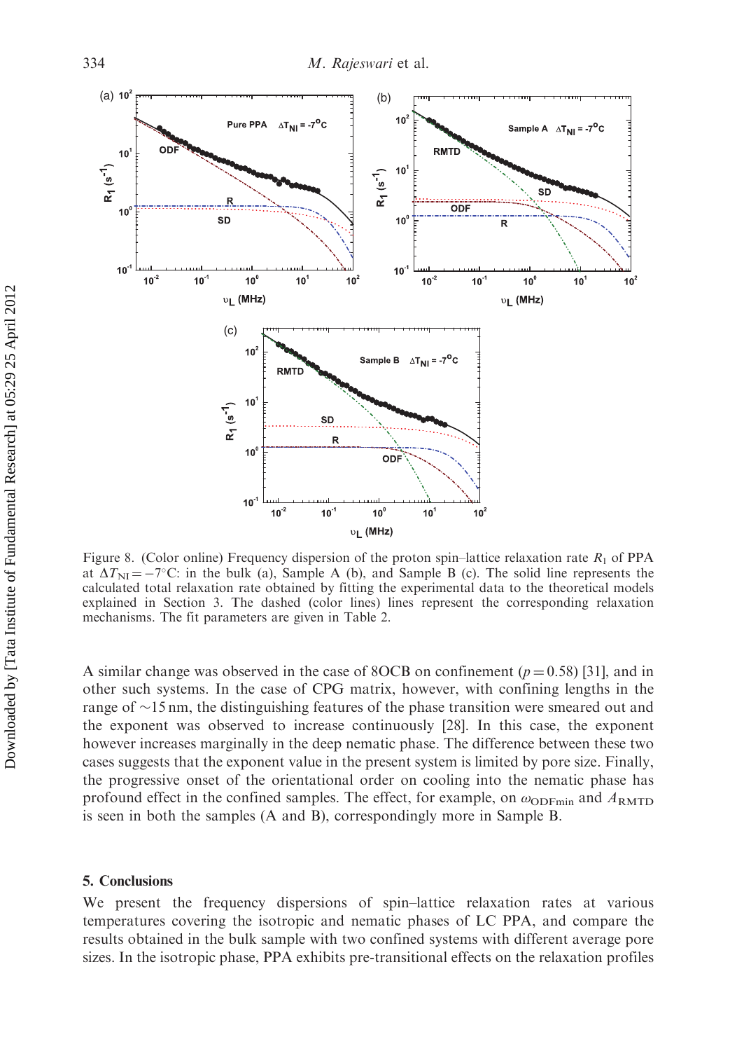Figure 8. (Color online) Frequency dispersion of the proton spin–lattice relaxation rate $R_1$ of PPA at $\Delta T_{\rm NI} = -7^{\circ}$C: in the bulk (a), Sample A (b), and Sample B (c). The solid line represents the calculated total relaxation rate obtained by fitting the experimental data to the theoretical models explained in Section 3. The dashed (color lines) lines represent the corresponding relaxation mechanisms. The fit parameters are given in Table 2.

A similar change was observed in the case of 8OCB on confinement ($p = 0.58$) [31], and in other such systems. In the case of CPG matrix, however, with confining lengths in the range of ~15 nm, the distinguishing features of the phase transition were smeared out and the exponent was observed to increase continuously [28]. In this case, the exponent however increases marginally in the deep nematic phase. The difference between these two cases suggests that the exponent value in the present system is limited by pore size. Finally, the progressive onset of the orientational order on cooling into the nematic phase has profound effect in the confined samples. The effect, for example, on $\omega_{\rm ODFmin}$ and $A_{\rm RMTD}$ is seen in both the samples (A and B), correspondingly more in Sample B.

## 5. Conclusions

We present the frequency dispersions of spin–lattice relaxation rates at various temperatures covering the isotropic and nematic phases of LC PPA, and compare the results obtained in the bulk sample with two confined systems with different average pore sizes. In the isotropic phase, PPA exhibits pre-transitional effects on the relaxation profiles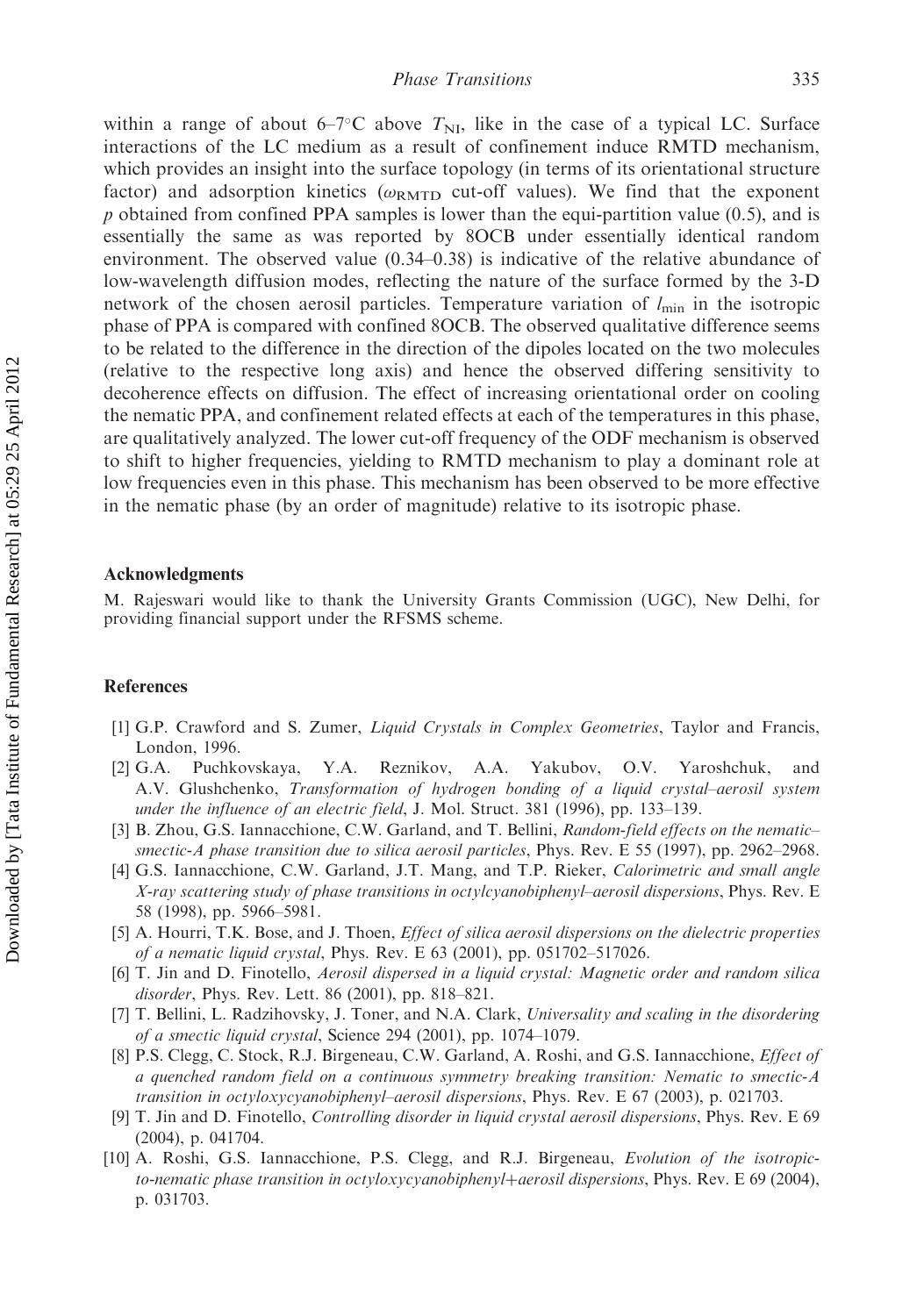within a range of about 6–7°C above $T_{NI}$, like in the case of a typical LC. Surface interactions of the LC medium as a result of confinement induce RMTD mechanism, which provides an insight into the surface topology (in terms of its orientational structure factor) and adsorption kinetics ($\omega_{RMTD}$ cut-off values). We find that the exponent $p$ obtained from confined PPA samples is lower than the equi-partition value (0.5), and is essentially the same as was reported by 8OCB under essentially identical random environment. The observed value (0.34–0.38) is indicative of the relative abundance of low-wavelength diffusion modes, reflecting the nature of the surface formed by the 3-D network of the chosen aerosil particles. Temperature variation of $l_{min}$ in the isotropic phase of PPA is compared with confined 8OCB. The observed qualitative difference seems to be related to the difference in the direction of the dipoles located on the two molecules (relative to the respective long axis) and hence the observed differing sensitivity to decoherence effects on diffusion. The effect of increasing orientational order on cooling the nematic PPA, and confinement related effects at each of the temperatures in this phase, are qualitatively analyzed. The lower cut-off frequency of the ODF mechanism is observed to shift to higher frequencies, yielding to RMTD mechanism to play a dominant role at low frequencies even in this phase. This mechanism has been observed to be more effective in the nematic phase (by an order of magnitude) relative to its isotropic phase.

## Acknowledgments

M. Rajeswari would like to thank the University Grants Commission (UGC), New Delhi, for providing financial support under the RFSMS scheme.

## References

[1] G.P. Crawford and S. Zumer, *Liquid Crystals in Complex Geometries*, Taylor and Francis, London, 1996.

[2] G.A. Puchkovskaya, Y.A. Reznikov, A.A. Yakubov, O.V. Yaroshchuk, and A.V. Glushchenko, *Transformation of hydrogen bonding of a liquid crystal–aerosil system under the influence of an electric field*, J. Mol. Struct. 381 (1996), pp. 133–139.

[3] B. Zhou, G.S. Iannacchione, C.W. Garland, and T. Bellini, *Random-field effects on the nematic–smectic-A phase transition due to silica aerosil particles*, Phys. Rev. E 55 (1997), pp. 2962–2968.

[4] G.S. Iannacchione, C.W. Garland, J.T. Mang, and T.P. Rieker, *Calorimetric and small angle X-ray scattering study of phase transitions in octylcyanobiphenyl–aerosil dispersions*, Phys. Rev. E 58 (1998), pp. 5966–5981.

[5] A. Hourri, T.K. Bose, and J. Thoen, *Effect of silica aerosil dispersions on the dielectric properties of a nematic liquid crystal*, Phys. Rev. E 63 (2001), pp. 051702–517026.

[6] T. Jin and D. Finotello, *Aerosil dispersed in a liquid crystal: Magnetic order and random silica disorder*, Phys. Rev. Lett. 86 (2001), pp. 818–821.

[7] T. Bellini, L. Radzihovsky, J. Toner, and N.A. Clark, *Universality and scaling in the disordering of a smectic liquid crystal*, Science 294 (2001), pp. 1074–1079.

[8] P.S. Clegg, C. Stock, R.J. Birgeneau, C.W. Garland, A. Roshi, and G.S. Iannacchione, *Effect of a quenched random field on a continuous symmetry breaking transition: Nematic to smectic-A transition in octyloxycyanobiphenyl–aerosil dispersions*, Phys. Rev. E 67 (2003), p. 021703.

[9] T. Jin and D. Finotello, *Controlling disorder in liquid crystal aerosil dispersions*, Phys. Rev. E 69 (2004), p. 041704.

[10] A. Roshi, G.S. Iannacchione, P.S. Clegg, and R.J. Birgeneau, *Evolution of the isotropic-to-nematic phase transition in octyloxycyanobiphenyl+aerosil dispersions*, Phys. Rev. E 69 (2004), p. 031703.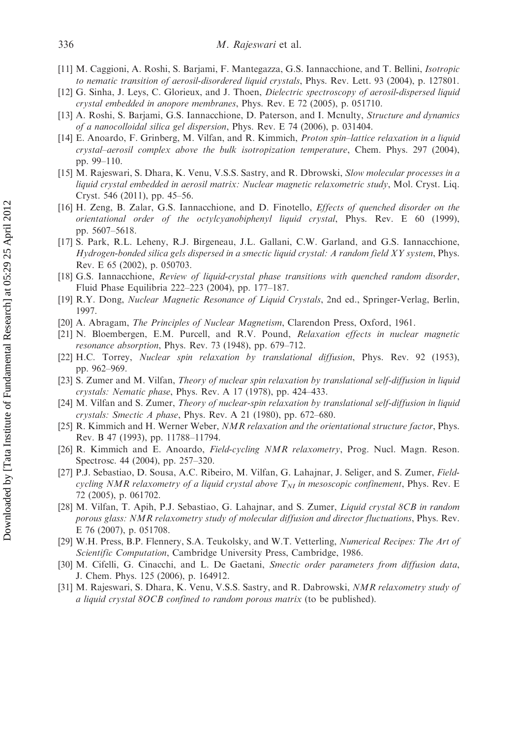[11] M. Caggioni, A. Roshi, S. Barjami, F. Mantegazza, G.S. Iannacchione, and T. Bellini, *Isotropic to nematic transition of aerosil-disordered liquid crystals*, Phys. Rev. Lett. 93 (2004), p. 127801.

[12] G. Sinha, J. Leys, C. Glorieux, and J. Thoen, *Dielectric spectroscopy of aerosil-dispersed liquid crystal embedded in anopore membranes*, Phys. Rev. E 72 (2005), p. 051710.

[13] A. Roshi, S. Barjami, G.S. Iannacchione, D. Paterson, and I. Mcnulty, *Structure and dynamics of a nanocolloidal silica gel dispersion*, Phys. Rev. E 74 (2006), p. 031404.

[14] E. Anoardo, F. Grinberg, M. Vilfan, and R. Kimmich, *Proton spin–lattice relaxation in a liquid crystal–aerosil complex above the bulk isotropization temperature*, Chem. Phys. 297 (2004), pp. 99–110.

[15] M. Rajeswari, S. Dhara, K. Venu, V.S.S. Sastry, and R. Dbrowski, *Slow molecular processes in a liquid crystal embedded in aerosil matrix: Nuclear magnetic relaxometric study*, Mol. Cryst. Liq. Cryst. 546 (2011), pp. 45–56.

[16] H. Zeng, B. Zalar, G.S. Iannacchione, and D. Finotello, *Effects of quenched disorder on the orientational order of the octylcyanobiphenyl liquid crystal*, Phys. Rev. E 60 (1999), pp. 5607–5618.

[17] S. Park, R.L. Leheny, R.J. Birgeneau, J.L. Gallani, C.W. Garland, and G.S. Iannacchione, *Hydrogen-bonded silica gels dispersed in a smectic liquid crystal: A random field XY system*, Phys. Rev. E 65 (2002), p. 050703.

[18] G.S. Iannacchione, *Review of liquid-crystal phase transitions with quenched random disorder*, Fluid Phase Equilibria 222–223 (2004), pp. 177–187.

[19] R.Y. Dong, *Nuclear Magnetic Resonance of Liquid Crystals*, 2nd ed., Springer-Verlag, Berlin, 1997.

[20] A. Abragam, *The Principles of Nuclear Magnetism*, Clarendon Press, Oxford, 1961.

[21] N. Bloembergen, E.M. Purcell, and R.V. Pound, *Relaxation effects in nuclear magnetic resonance absorption*, Phys. Rev. 73 (1948), pp. 679–712.

[22] H.C. Torrey, *Nuclear spin relaxation by translational diffusion*, Phys. Rev. 92 (1953), pp. 962–969.

[23] S. Zumer and M. Vilfan, *Theory of nuclear spin relaxation by translational self-diffusion in liquid crystals: Nematic phase*, Phys. Rev. A 17 (1978), pp. 424–433.

[24] M. Vilfan and S. Zumer, *Theory of nuclear-spin relaxation by translational self-diffusion in liquid crystals: Smectic A phase*, Phys. Rev. A 21 (1980), pp. 672–680.

[25] R. Kimmich and H. Werner Weber, *NMR relaxation and the orientational structure factor*, Phys. Rev. B 47 (1993), pp. 11788–11794.

[26] R. Kimmich and E. Anoardo, *Field-cycling NMR relaxometry*, Prog. Nucl. Magn. Reson. Spectrosc. 44 (2004), pp. 257–320.

[27] P.J. Sebastiao, D. Sousa, A.C. Ribeiro, M. Vilfan, G. Lahajnar, J. Seliger, and S. Zumer, *Field-cycling NMR relaxometry of a liquid crystal above $T_{NI}$ in mesoscopic confinement*, Phys. Rev. E 72 (2005), p. 061702.

[28] M. Vilfan, T. Apih, P.J. Sebastiao, G. Lahajnar, and S. Zumer, *Liquid crystal 8CB in random porous glass: NMR relaxometry study of molecular diffusion and director fluctuations*, Phys. Rev. E 76 (2007), p. 051708.

[29] W.H. Press, B.P. Flennery, S.A. Teukolsky, and W.T. Vetterling, *Numerical Recipes: The Art of Scientific Computation*, Cambridge University Press, Cambridge, 1986.

[30] M. Cifelli, G. Cinacchi, and L. De Gaetani, *Smectic order parameters from diffusion data*, J. Chem. Phys. 125 (2006), p. 164912.

[31] M. Rajeswari, S. Dhara, K. Venu, V.S.S. Sastry, and R. Dabrowski, *NMR relaxometry study of a liquid crystal 8OCB confined to random porous matrix* (to be published).